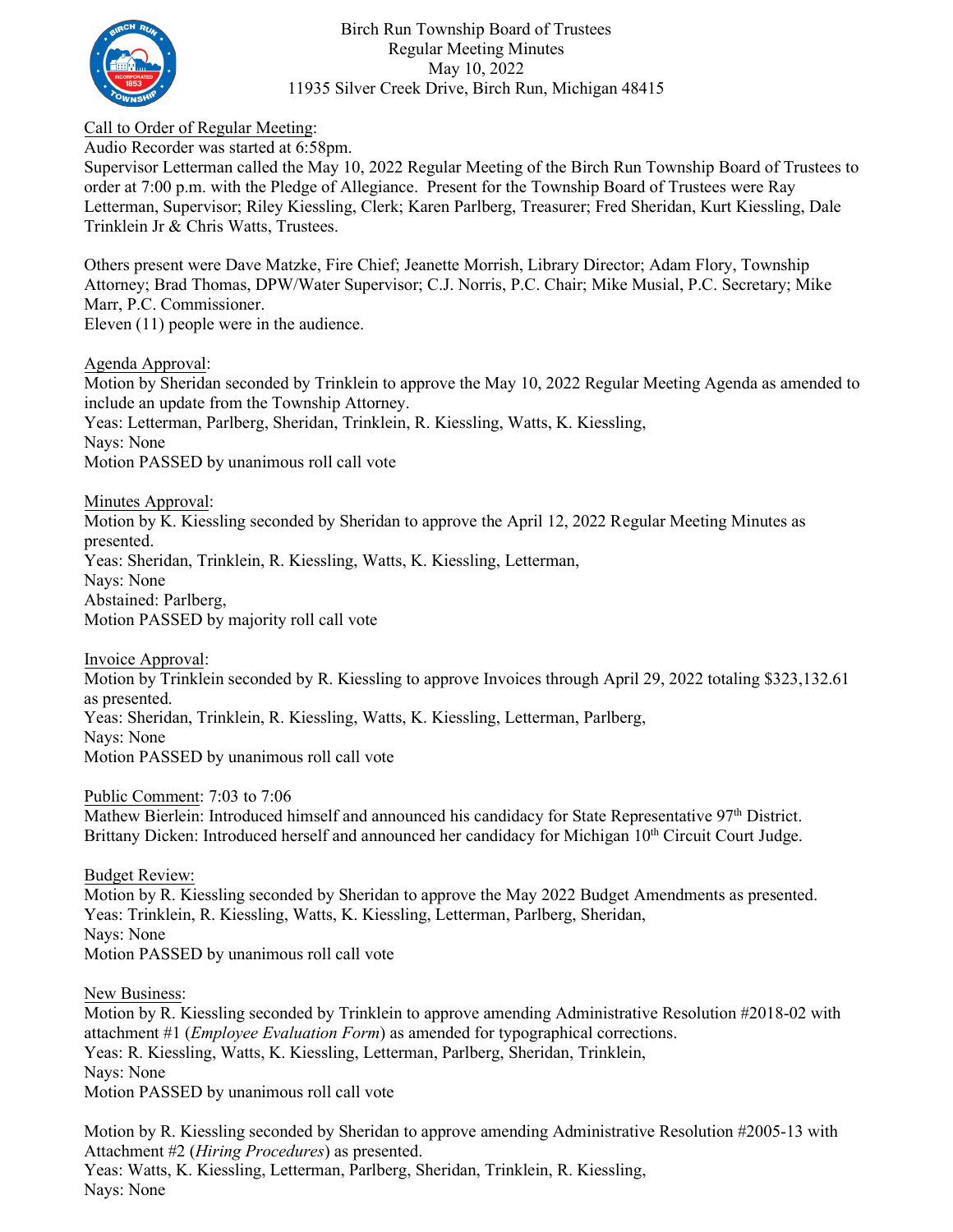# Birch Run Township Board of Trustees
## Regular Meeting Minutes
May 10, 2022
11935 Silver Creek Drive, Birch Run, Michigan 48415

Call to Order of Regular Meeting:
Audio Recorder was started at 6:58pm.
Supervisor Letterman called the May 10, 2022 Regular Meeting of the Birch Run Township Board of Trustees to order at 7:00 p.m. with the Pledge of Allegiance. Present for the Township Board of Trustees were Ray Letterman, Supervisor; Riley Kiessling, Clerk; Karen Parlberg, Treasurer; Fred Sheridan, Kurt Kiessling, Dale Trinklein Jr & Chris Watts, Trustees.

Others present were Dave Matzke, Fire Chief; Jeanette Morrish, Library Director; Adam Flory, Township Attorney; Brad Thomas, DPW/Water Supervisor; C.J. Norris, P.C. Chair; Mike Musial, P.C. Secretary; Mike Marr, P.C. Commissioner.
Eleven (11) people were in the audience.

Agenda Approval:
Motion by Sheridan seconded by Trinklein to approve the May 10, 2022 Regular Meeting Agenda as amended to include an update from the Township Attorney.
Yeas: Letterman, Parlberg, Sheridan, Trinklein, R. Kiessling, Watts, K. Kiessling,
Nays: None
Motion PASSED by unanimous roll call vote

Minutes Approval:
Motion by K. Kiessling seconded by Sheridan to approve the April 12, 2022 Regular Meeting Minutes as presented.
Yeas: Sheridan, Trinklein, R. Kiessling, Watts, K. Kiessling, Letterman,
Nays: None
Abstained: Parlberg,
Motion PASSED by majority roll call vote

Invoice Approval:
Motion by Trinklein seconded by R. Kiessling to approve Invoices through April 29, 2022 totaling $323,132.61 as presented.
Yeas: Sheridan, Trinklein, R. Kiessling, Watts, K. Kiessling, Letterman, Parlberg,
Nays: None
Motion PASSED by unanimous roll call vote

Public Comment: 7:03 to 7:06
Mathew Bierlein: Introduced himself and announced his candidacy for State Representative 97th District.
Brittany Dicken: Introduced herself and announced her candidacy for Michigan 10th Circuit Court Judge.

Budget Review:
Motion by R. Kiessling seconded by Sheridan to approve the May 2022 Budget Amendments as presented.
Yeas: Trinklein, R. Kiessling, Watts, K. Kiessling, Letterman, Parlberg, Sheridan,
Nays: None
Motion PASSED by unanimous roll call vote

New Business:
Motion by R. Kiessling seconded by Trinklein to approve amending Administrative Resolution #2018-02 with attachment #1 (*Employee Evaluation Form*) as amended for typographical corrections.
Yeas: R. Kiessling, Watts, K. Kiessling, Letterman, Parlberg, Sheridan, Trinklein,
Nays: None
Motion PASSED by unanimous roll call vote

Motion by R. Kiessling seconded by Sheridan to approve amending Administrative Resolution #2005-13 with Attachment #2 (*Hiring Procedures*) as presented.
Yeas: Watts, K. Kiessling, Letterman, Parlberg, Sheridan, Trinklein, R. Kiessling,
Nays: None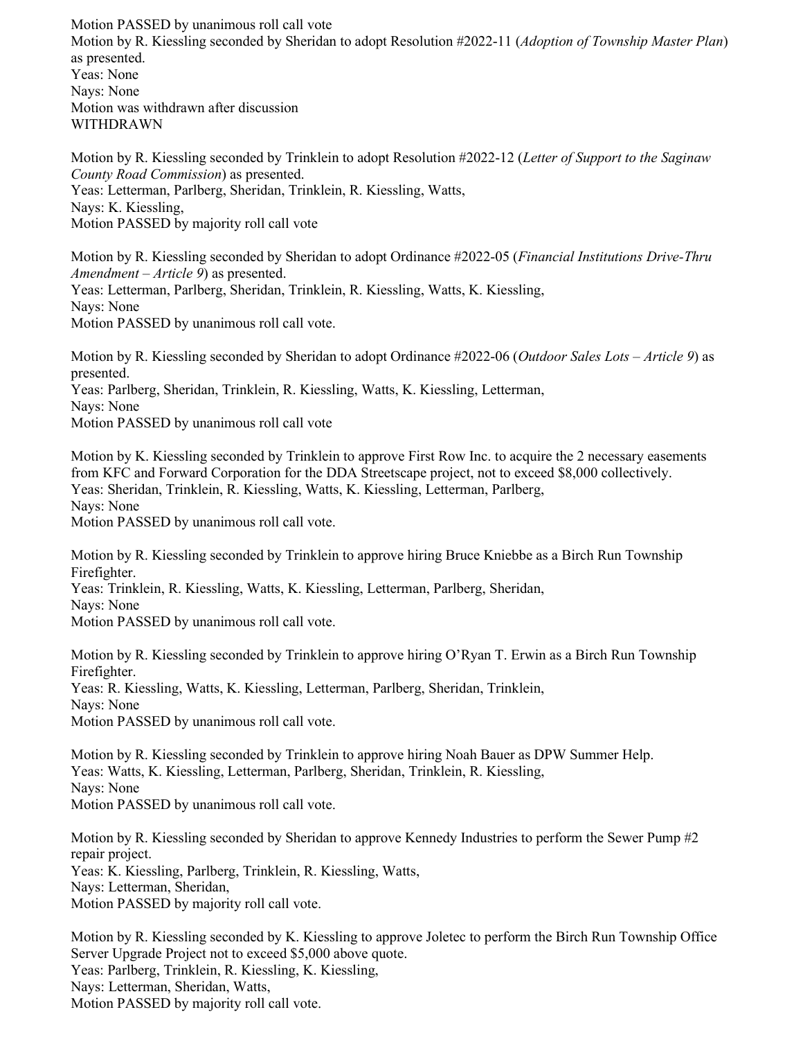Motion PASSED by unanimous roll call vote
Motion by R. Kiessling seconded by Sheridan to adopt Resolution #2022-11 (*Adoption of Township Master Plan*) as presented.
Yeas: None
Nays: None
Motion was withdrawn after discussion
WITHDRAWN

Motion by R. Kiessling seconded by Trinklein to adopt Resolution #2022-12 (*Letter of Support to the Saginaw County Road Commission*) as presented.
Yeas: Letterman, Parlberg, Sheridan, Trinklein, R. Kiessling, Watts,
Nays: K. Kiessling,
Motion PASSED by majority roll call vote

Motion by R. Kiessling seconded by Sheridan to adopt Ordinance #2022-05 (*Financial Institutions Drive-Thru Amendment – Article 9*) as presented.
Yeas: Letterman, Parlberg, Sheridan, Trinklein, R. Kiessling, Watts, K. Kiessling,
Nays: None
Motion PASSED by unanimous roll call vote.

Motion by R. Kiessling seconded by Sheridan to adopt Ordinance #2022-06 (*Outdoor Sales Lots – Article 9*) as presented.
Yeas: Parlberg, Sheridan, Trinklein, R. Kiessling, Watts, K. Kiessling, Letterman,
Nays: None
Motion PASSED by unanimous roll call vote

Motion by K. Kiessling seconded by Trinklein to approve First Row Inc. to acquire the 2 necessary easements from KFC and Forward Corporation for the DDA Streetscape project, not to exceed $8,000 collectively.
Yeas: Sheridan, Trinklein, R. Kiessling, Watts, K. Kiessling, Letterman, Parlberg,
Nays: None
Motion PASSED by unanimous roll call vote.

Motion by R. Kiessling seconded by Trinklein to approve hiring Bruce Kniebbe as a Birch Run Township Firefighter.
Yeas: Trinklein, R. Kiessling, Watts, K. Kiessling, Letterman, Parlberg, Sheridan,
Nays: None
Motion PASSED by unanimous roll call vote.

Motion by R. Kiessling seconded by Trinklein to approve hiring O'Ryan T. Erwin as a Birch Run Township Firefighter.
Yeas: R. Kiessling, Watts, K. Kiessling, Letterman, Parlberg, Sheridan, Trinklein,
Nays: None
Motion PASSED by unanimous roll call vote.

Motion by R. Kiessling seconded by Trinklein to approve hiring Noah Bauer as DPW Summer Help.
Yeas: Watts, K. Kiessling, Letterman, Parlberg, Sheridan, Trinklein, R. Kiessling,
Nays: None
Motion PASSED by unanimous roll call vote.

Motion by R. Kiessling seconded by Sheridan to approve Kennedy Industries to perform the Sewer Pump #2 repair project.
Yeas: K. Kiessling, Parlberg, Trinklein, R. Kiessling, Watts,
Nays: Letterman, Sheridan,
Motion PASSED by majority roll call vote.

Motion by R. Kiessling seconded by K. Kiessling to approve Joletec to perform the Birch Run Township Office Server Upgrade Project not to exceed $5,000 above quote.
Yeas: Parlberg, Trinklein, R. Kiessling, K. Kiessling,
Nays: Letterman, Sheridan, Watts,
Motion PASSED by majority roll call vote.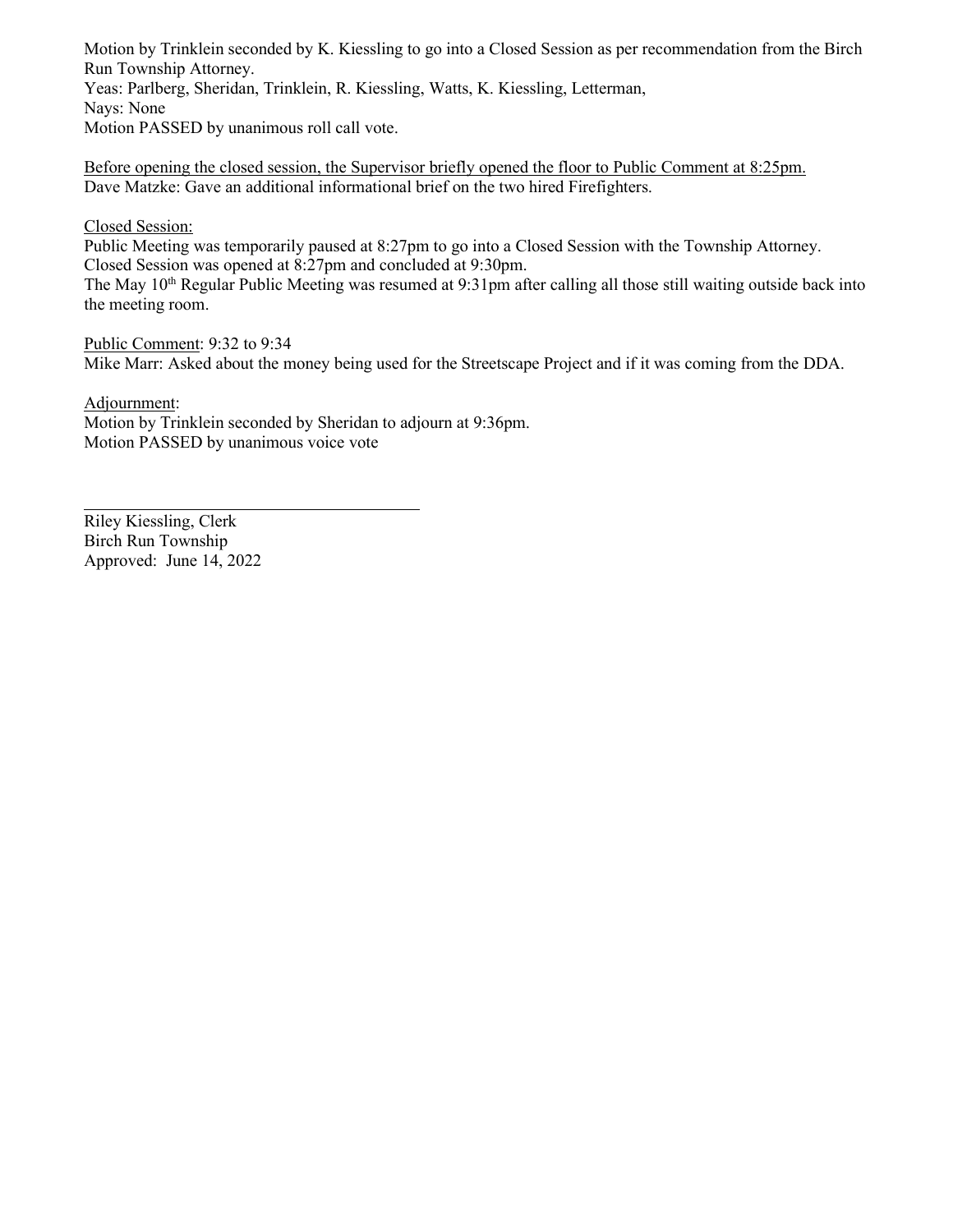Motion by Trinklein seconded by K. Kiessling to go into a Closed Session as per recommendation from the Birch Run Township Attorney.
Yeas: Parlberg, Sheridan, Trinklein, R. Kiessling, Watts, K. Kiessling, Letterman,
Nays: None
Motion PASSED by unanimous roll call vote.

Before opening the closed session, the Supervisor briefly opened the floor to Public Comment at 8:25pm.
Dave Matzke: Gave an additional informational brief on the two hired Firefighters.

Closed Session:
Public Meeting was temporarily paused at 8:27pm to go into a Closed Session with the Township Attorney.
Closed Session was opened at 8:27pm and concluded at 9:30pm.
The May 10th Regular Public Meeting was resumed at 9:31pm after calling all those still waiting outside back into the meeting room.

Public Comment: 9:32 to 9:34
Mike Marr: Asked about the money being used for the Streetscape Project and if it was coming from the DDA.

Adjournment:
Motion by Trinklein seconded by Sheridan to adjourn at 9:36pm.
Motion PASSED by unanimous voice vote

_______________________________________
Riley Kiessling, Clerk
Birch Run Township
Approved: June 14, 2022